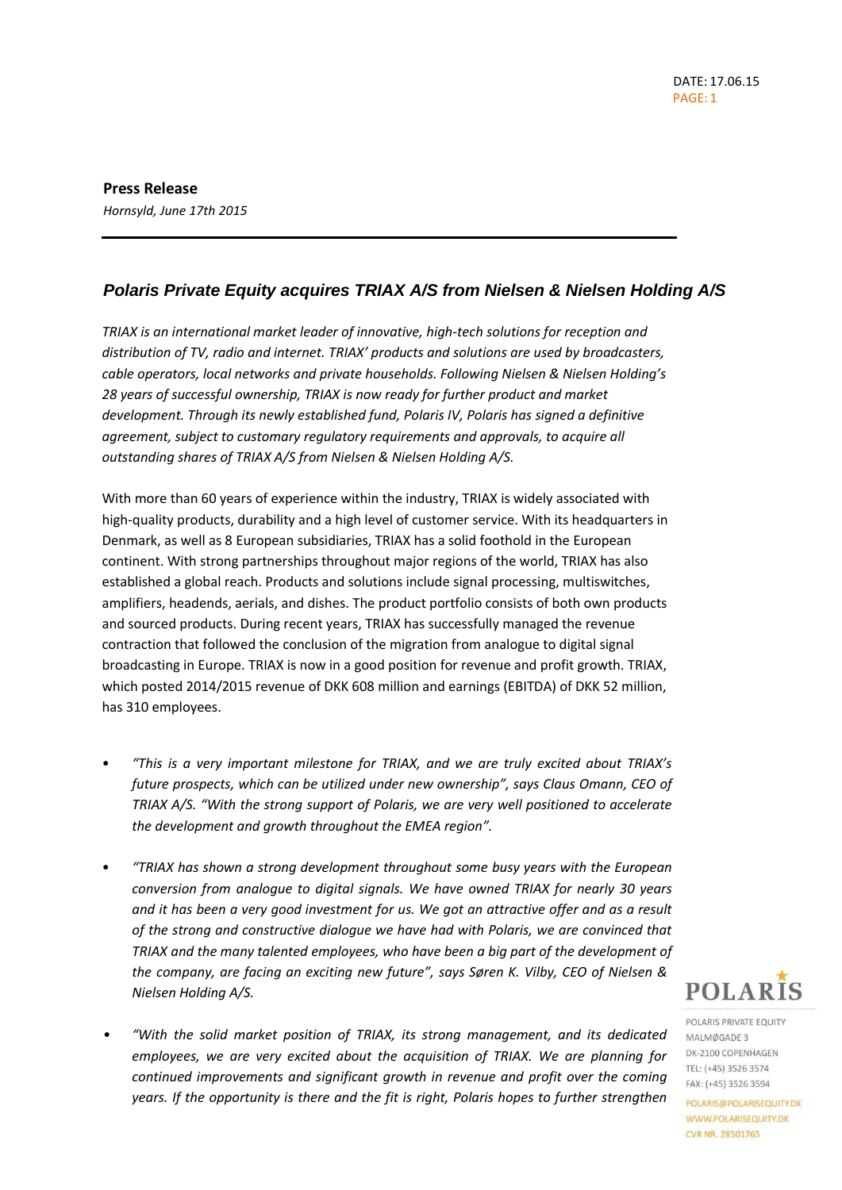**Press Release**

*Hornsyld, June 17th 2015*

## *Polaris Private Equity acquires TRIAX A/S from Nielsen & Nielsen Holding A/S*

*TRIAX is an international market leader of innovative, high-tech solutions for reception and distribution of TV, radio and internet. TRIAX' products and solutions are used by broadcasters, cable operators, local networks and private households. Following Nielsen & Nielsen Holding's 28 years of successful ownership, TRIAX is now ready for further product and market development. Through its newly established fund, Polaris IV, Polaris has signed a definitive agreement, subject to customary regulatory requirements and approvals, to acquire all outstanding shares of TRIAX A/S from Nielsen & Nielsen Holding A/S.*

With more than 60 years of experience within the industry, TRIAX is widely associated with high-quality products, durability and a high level of customer service. With its headquarters in Denmark, as well as 8 European subsidiaries, TRIAX has a solid foothold in the European continent. With strong partnerships throughout major regions of the world, TRIAX has also established a global reach. Products and solutions include signal processing, multiswitches, amplifiers, headends, aerials, and dishes. The product portfolio consists of both own products and sourced products. During recent years, TRIAX has successfully managed the revenue contraction that followed the conclusion of the migration from analogue to digital signal broadcasting in Europe. TRIAX is now in a good position for revenue and profit growth. TRIAX, which posted 2014/2015 revenue of DKK 608 million and earnings (EBITDA) of DKK 52 million, has 310 employees.

- *"This is a very important milestone for TRIAX, and we are truly excited about TRIAX's future prospects, which can be utilized under new ownership", says Claus Omann, CEO of TRIAX A/S. "With the strong support of Polaris, we are very well positioned to accelerate the development and growth throughout the EMEA region".*

- *"TRIAX has shown a strong development throughout some busy years with the European conversion from analogue to digital signals. We have owned TRIAX for nearly 30 years and it has been a very good investment for us. We got an attractive offer and as a result of the strong and constructive dialogue we have had with Polaris, we are convinced that TRIAX and the many talented employees, who have been a big part of the development of the company, are facing an exciting new future", says Søren K. Vilby, CEO of Nielsen & Nielsen Holding A/S.*

- *"With the solid market position of TRIAX, its strong management, and its dedicated employees, we are very excited about the acquisition of TRIAX. We are planning for continued improvements and significant growth in revenue and profit over the coming years. If the opportunity is there and the fit is right, Polaris hopes to further strengthen*

POLARIS PRIVATE EQUITY
MALMØGADE 3
DK-2100 COPENHAGEN
TEL: (+45) 3526 3574
FAX: (+45) 3526 3594
POLARIS@POLARISEQUITY.DK
WWW.POLARISEQUITY.DK
CVR NR. 28501765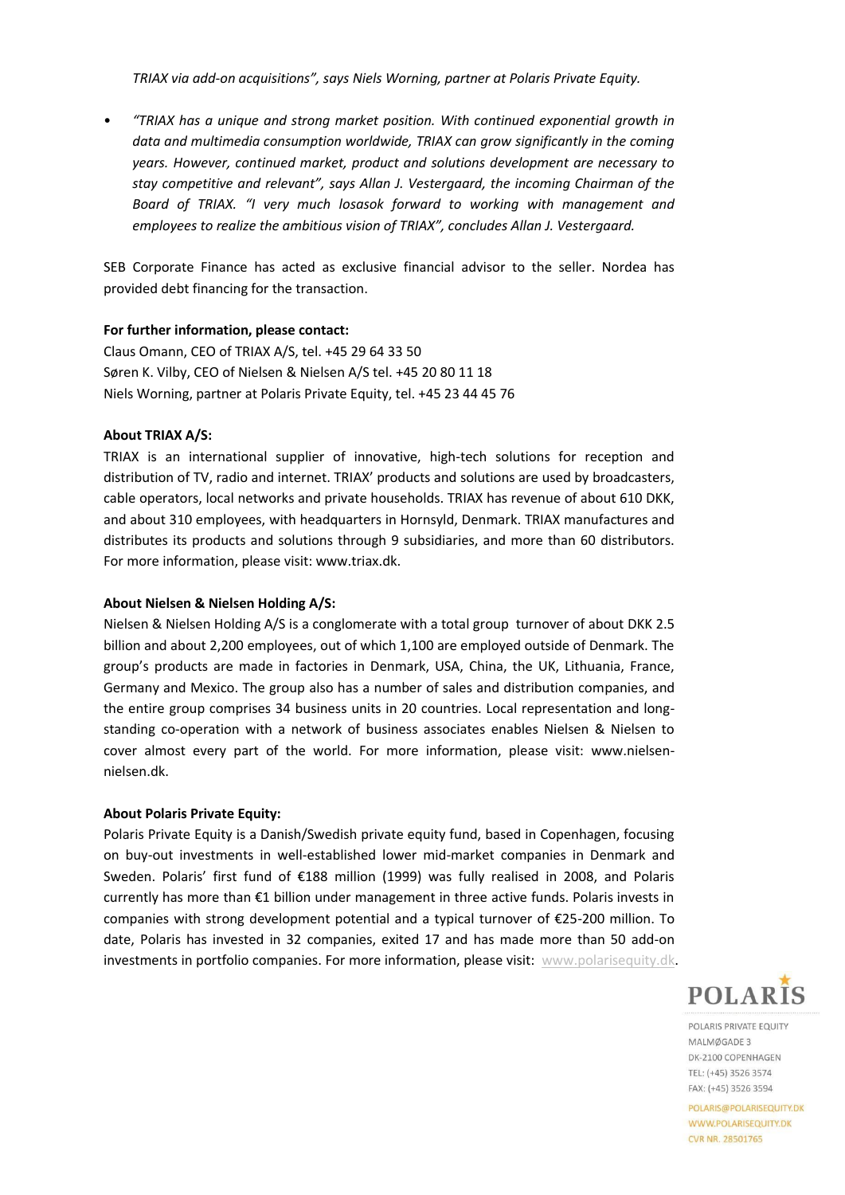*TRIAX via add-on acquisitions", says Niels Worning, partner at Polaris Private Equity.*

- *"TRIAX has a unique and strong market position. With continued exponential growth in data and multimedia consumption worldwide, TRIAX can grow significantly in the coming years. However, continued market, product and solutions development are necessary to stay competitive and relevant", says Allan J. Vestergaard, the incoming Chairman of the Board of TRIAX. "I very much losasok forward to working with management and employees to realize the ambitious vision of TRIAX", concludes Allan J. Vestergaard.*

SEB Corporate Finance has acted as exclusive financial advisor to the seller. Nordea has provided debt financing for the transaction.

**For further information, please contact:**
Claus Omann, CEO of TRIAX A/S, tel. +45 29 64 33 50
Søren K. Vilby, CEO of Nielsen & Nielsen A/S tel. +45 20 80 11 18
Niels Worning, partner at Polaris Private Equity, tel. +45 23 44 45 76

**About TRIAX A/S:**
TRIAX is an international supplier of innovative, high-tech solutions for reception and distribution of TV, radio and internet. TRIAX' products and solutions are used by broadcasters, cable operators, local networks and private households. TRIAX has revenue of about 610 DKK, and about 310 employees, with headquarters in Hornsyld, Denmark. TRIAX manufactures and distributes its products and solutions through 9 subsidiaries, and more than 60 distributors. For more information, please visit: www.triax.dk.

**About Nielsen & Nielsen Holding A/S:**
Nielsen & Nielsen Holding A/S is a conglomerate with a total group turnover of about DKK 2.5 billion and about 2,200 employees, out of which 1,100 are employed outside of Denmark. The group's products are made in factories in Denmark, USA, China, the UK, Lithuania, France, Germany and Mexico. The group also has a number of sales and distribution companies, and the entire group comprises 34 business units in 20 countries. Local representation and long-standing co-operation with a network of business associates enables Nielsen & Nielsen to cover almost every part of the world. For more information, please visit: www.nielsen-nielsen.dk.

**About Polaris Private Equity:**
Polaris Private Equity is a Danish/Swedish private equity fund, based in Copenhagen, focusing on buy-out investments in well-established lower mid-market companies in Denmark and Sweden. Polaris' first fund of €188 million (1999) was fully realised in 2008, and Polaris currently has more than €1 billion under management in three active funds. Polaris invests in companies with strong development potential and a typical turnover of €25-200 million. To date, Polaris has invested in 32 companies, exited 17 and has made more than 50 add-on investments in portfolio companies. For more information, please visit: www.polarisequity.dk.

POLARIS

POLARIS PRIVATE EQUITY
MALMØGADE 3
DK-2100 COPENHAGEN
TEL: (+45) 3526 3574
FAX: (+45) 3526 3594
POLARIS@POLARISEQUITY.DK
WWW.POLARISEQUITY.DK
CVR NR. 28501765